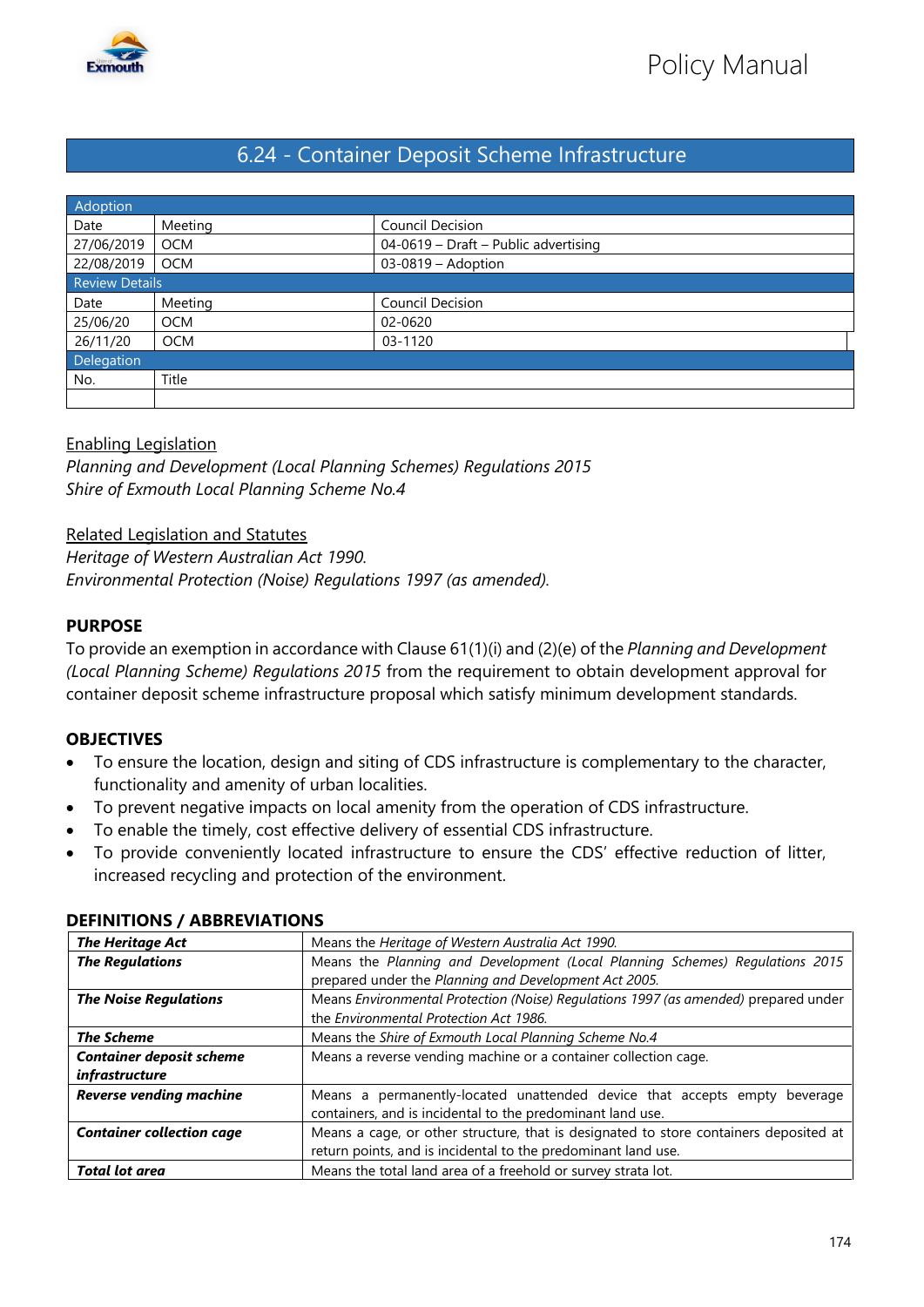# 6.24 - Container Deposit Scheme Infrastructure

| Adoption | | |
|---|---|---|
| Date | Meeting | Council Decision |
| 27/06/2019 | OCM | 04-0619 – Draft – Public advertising |
| 22/08/2019 | OCM | 03-0819 – Adoption |
| **Review Details** | | |
| Date | Meeting | Council Decision |
| 25/06/20 | OCM | 02-0620 |
| 26/11/20 | OCM | 03-1120 |
| **Delegation** | | |
| No. | Title | |
| | | |

<u>Enabling Legislation</u>

*Planning and Development (Local Planning Schemes) Regulations 2015*
*Shire of Exmouth Local Planning Scheme No.4*

<u>Related Legislation and Statutes</u>

*Heritage of Western Australian Act 1990.*
*Environmental Protection (Noise) Regulations 1997 (as amended).*

## PURPOSE

To provide an exemption in accordance with Clause 61(1)(i) and (2)(e) of the *Planning and Development (Local Planning Scheme) Regulations 2015* from the requirement to obtain development approval for container deposit scheme infrastructure proposal which satisfy minimum development standards.

## OBJECTIVES

- To ensure the location, design and siting of CDS infrastructure is complementary to the character, functionality and amenity of urban localities.
- To prevent negative impacts on local amenity from the operation of CDS infrastructure.
- To enable the timely, cost effective delivery of essential CDS infrastructure.
- To provide conveniently located infrastructure to ensure the CDS' effective reduction of litter, increased recycling and protection of the environment.

## DEFINITIONS / ABBREVIATIONS

| | |
|---|---|
| ***The Heritage Act*** | Means the *Heritage of Western Australia Act 1990.* |
| ***The Regulations*** | Means the *Planning and Development (Local Planning Schemes) Regulations 2015* prepared under the *Planning and Development Act 2005.* |
| ***The Noise Regulations*** | Means *Environmental Protection (Noise) Regulations 1997 (as amended)* prepared under the *Environmental Protection Act 1986.* |
| ***The Scheme*** | Means the *Shire of Exmouth Local Planning Scheme No.4* |
| ***Container deposit scheme infrastructure*** | Means a reverse vending machine or a container collection cage. |
| ***Reverse vending machine*** | Means a permanently-located unattended device that accepts empty beverage containers, and is incidental to the predominant land use. |
| ***Container collection cage*** | Means a cage, or other structure, that is designated to store containers deposited at return points, and is incidental to the predominant land use. |
| ***Total lot area*** | Means the total land area of a freehold or survey strata lot. |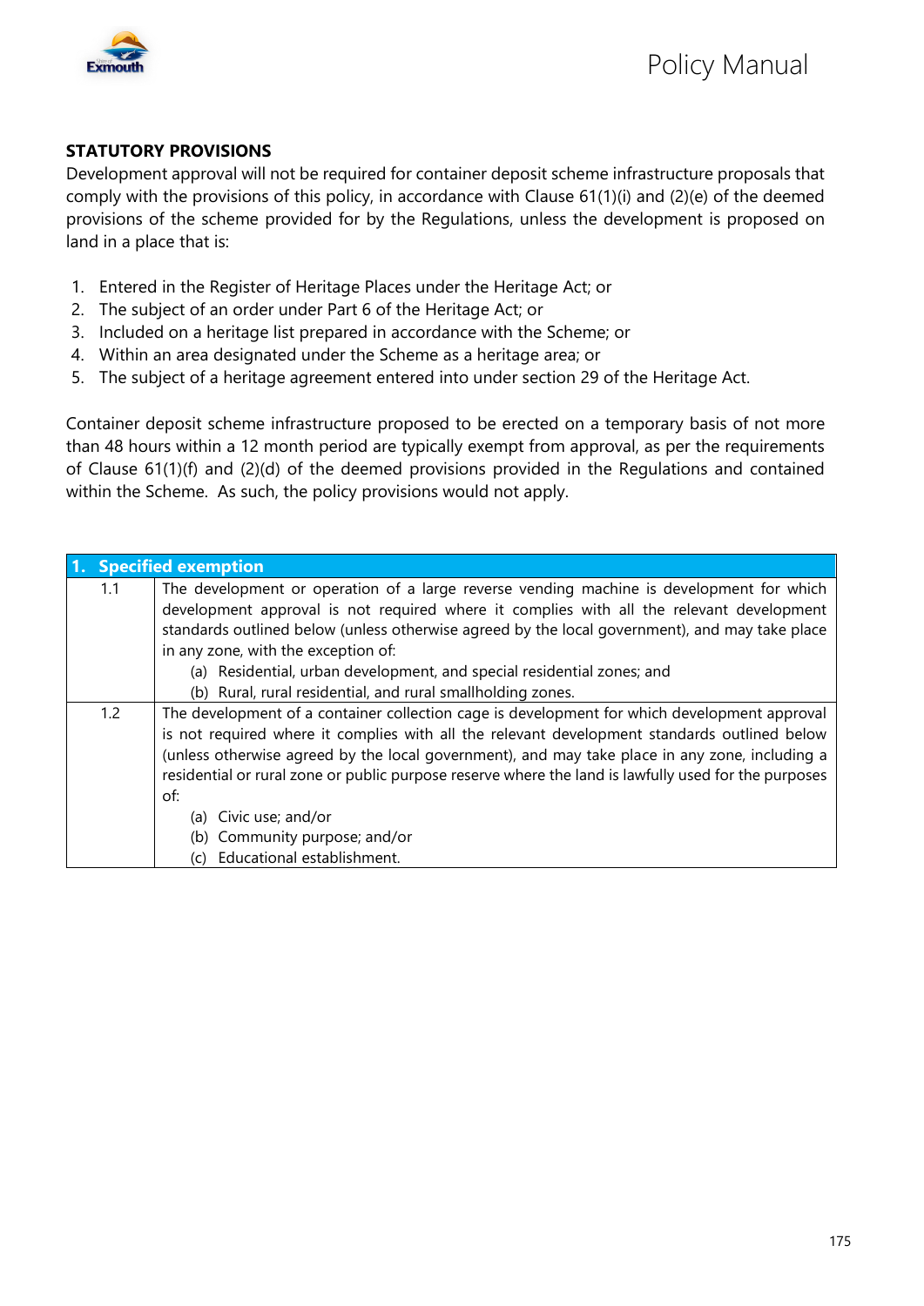**STATUTORY PROVISIONS**

Development approval will not be required for container deposit scheme infrastructure proposals that comply with the provisions of this policy, in accordance with Clause 61(1)(i) and (2)(e) of the deemed provisions of the scheme provided for by the Regulations, unless the development is proposed on land in a place that is:

1. Entered in the Register of Heritage Places under the Heritage Act; or
2. The subject of an order under Part 6 of the Heritage Act; or
3. Included on a heritage list prepared in accordance with the Scheme; or
4. Within an area designated under the Scheme as a heritage area; or
5. The subject of a heritage agreement entered into under section 29 of the Heritage Act.

Container deposit scheme infrastructure proposed to be erected on a temporary basis of not more than 48 hours within a 12 month period are typically exempt from approval, as per the requirements of Clause 61(1)(f) and (2)(d) of the deemed provisions provided in the Regulations and contained within the Scheme. As such, the policy provisions would not apply.

| **1. Specified exemption** | |
|---|---|
| 1.1 | The development or operation of a large reverse vending machine is development for which development approval is not required where it complies with all the relevant development standards outlined below (unless otherwise agreed by the local government), and may take place in any zone, with the exception of:<br>(a) Residential, urban development, and special residential zones; and<br>(b) Rural, rural residential, and rural smallholding zones. |
| 1.2 | The development of a container collection cage is development for which development approval is not required where it complies with all the relevant development standards outlined below (unless otherwise agreed by the local government), and may take place in any zone, including a residential or rural zone or public purpose reserve where the land is lawfully used for the purposes of:<br>(a) Civic use; and/or<br>(b) Community purpose; and/or<br>(c) Educational establishment. |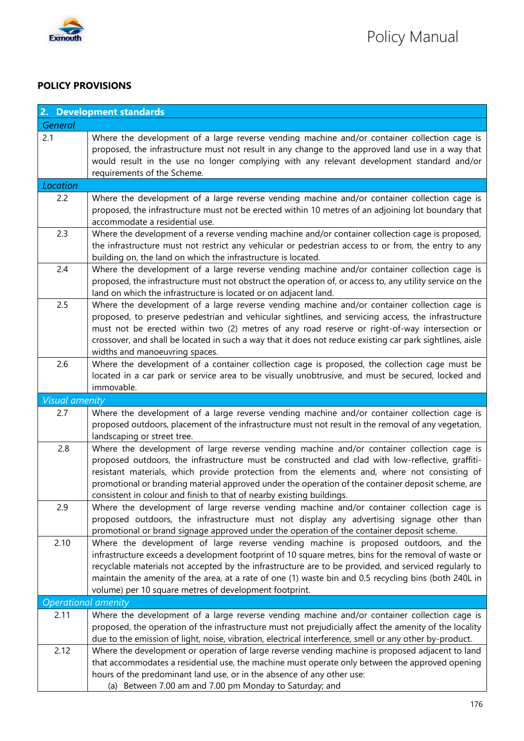## POLICY PROVISIONS

| 2. Development standards | |
|---|---|
| *General* | |
| 2.1 | Where the development of a large reverse vending machine and/or container collection cage is proposed, the infrastructure must not result in any change to the approved land use in a way that would result in the use no longer complying with any relevant development standard and/or requirements of the Scheme. |
| *Location* | |
| 2.2 | Where the development of a large reverse vending machine and/or container collection cage is proposed, the infrastructure must not be erected within 10 metres of an adjoining lot boundary that accommodate a residential use. |
| 2.3 | Where the development of a reverse vending machine and/or container collection cage is proposed, the infrastructure must not restrict any vehicular or pedestrian access to or from, the entry to any building on, the land on which the infrastructure is located. |
| 2.4 | Where the development of a large reverse vending machine and/or container collection cage is proposed, the infrastructure must not obstruct the operation of, or access to, any utility service on the land on which the infrastructure is located or on adjacent land. |
| 2.5 | Where the development of a large reverse vending machine and/or container collection cage is proposed, to preserve pedestrian and vehicular sightlines, and servicing access, the infrastructure must not be erected within two (2) metres of any road reserve or right-of-way intersection or crossover, and shall be located in such a way that it does not reduce existing car park sightlines, aisle widths and manoeuvring spaces. |
| 2.6 | Where the development of a container collection cage is proposed, the collection cage must be located in a car park or service area to be visually unobtrusive, and must be secured, locked and immovable. |
| *Visual amenity* | |
| 2.7 | Where the development of a large reverse vending machine and/or container collection cage is proposed outdoors, placement of the infrastructure must not result in the removal of any vegetation, landscaping or street tree. |
| 2.8 | Where the development of large reverse vending machine and/or container collection cage is proposed outdoors, the infrastructure must be constructed and clad with low-reflective, graffiti-resistant materials, which provide protection from the elements and, where not consisting of promotional or branding material approved under the operation of the container deposit scheme, are consistent in colour and finish to that of nearby existing buildings. |
| 2.9 | Where the development of large reverse vending machine and/or container collection cage is proposed outdoors, the infrastructure must not display any advertising signage other than promotional or brand signage approved under the operation of the container deposit scheme. |
| 2.10 | Where the development of large reverse vending machine is proposed outdoors, and the infrastructure exceeds a development footprint of 10 square metres, bins for the removal of waste or recyclable materials not accepted by the infrastructure are to be provided, and serviced regularly to maintain the amenity of the area, at a rate of one (1) waste bin and 0.5 recycling bins (both 240L in volume) per 10 square metres of development footprint. |
| *Operational amenity* | |
| 2.11 | Where the development of a large reverse vending machine and/or container collection cage is proposed, the operation of the infrastructure must not prejudicially affect the amenity of the locality due to the emission of light, noise, vibration, electrical interference, smell or any other by-product. |
| 2.12 | Where the development or operation of large reverse vending machine is proposed adjacent to land that accommodates a residential use, the machine must operate only between the approved opening hours of the predominant land use, or in the absence of any other use:<br>(a) Between 7.00 am and 7.00 pm Monday to Saturday; and |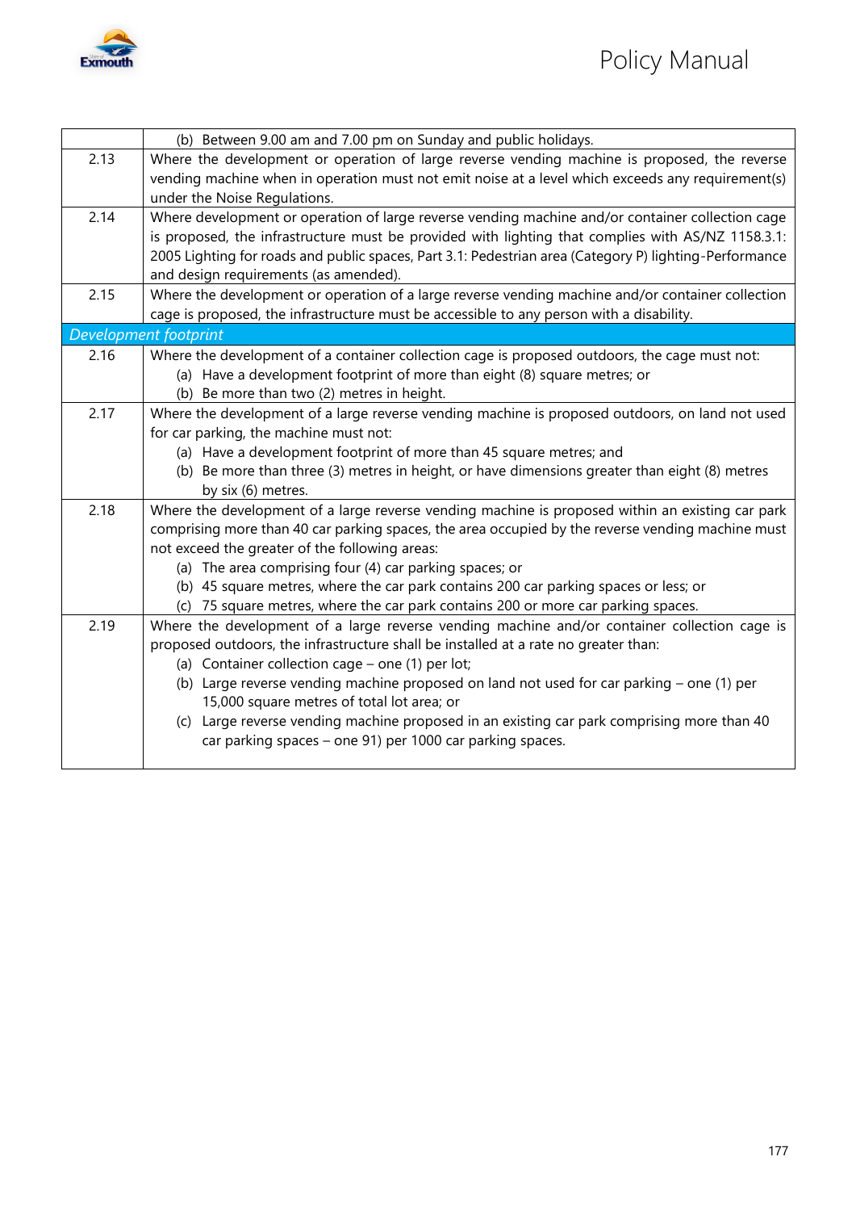| | |
|---|---|
| | (b) Between 9.00 am and 7.00 pm on Sunday and public holidays. |
| 2.13 | Where the development or operation of large reverse vending machine is proposed, the reverse vending machine when in operation must not emit noise at a level which exceeds any requirement(s) under the Noise Regulations. |
| 2.14 | Where development or operation of large reverse vending machine and/or container collection cage is proposed, the infrastructure must be provided with lighting that complies with AS/NZ 1158.3.1: 2005 Lighting for roads and public spaces, Part 3.1: Pedestrian area (Category P) lighting-Performance and design requirements (as amended). |
| 2.15 | Where the development or operation of a large reverse vending machine and/or container collection cage is proposed, the infrastructure must be accessible to any person with a disability. |
| *Development footprint* | |
| 2.16 | Where the development of a container collection cage is proposed outdoors, the cage must not:<br>(a) Have a development footprint of more than eight (8) square metres; or<br>(b) Be more than two (2) metres in height. |
| 2.17 | Where the development of a large reverse vending machine is proposed outdoors, on land not used for car parking, the machine must not:<br>(a) Have a development footprint of more than 45 square metres; and<br>(b) Be more than three (3) metres in height, or have dimensions greater than eight (8) metres by six (6) metres. |
| 2.18 | Where the development of a large reverse vending machine is proposed within an existing car park comprising more than 40 car parking spaces, the area occupied by the reverse vending machine must not exceed the greater of the following areas:<br>(a) The area comprising four (4) car parking spaces; or<br>(b) 45 square metres, where the car park contains 200 car parking spaces or less; or<br>(c) 75 square metres, where the car park contains 200 or more car parking spaces. |
| 2.19 | Where the development of a large reverse vending machine and/or container collection cage is proposed outdoors, the infrastructure shall be installed at a rate no greater than:<br>(a) Container collection cage – one (1) per lot;<br>(b) Large reverse vending machine proposed on land not used for car parking – one (1) per 15,000 square metres of total lot area; or<br>(c) Large reverse vending machine proposed in an existing car park comprising more than 40 car parking spaces – one 91) per 1000 car parking spaces. |